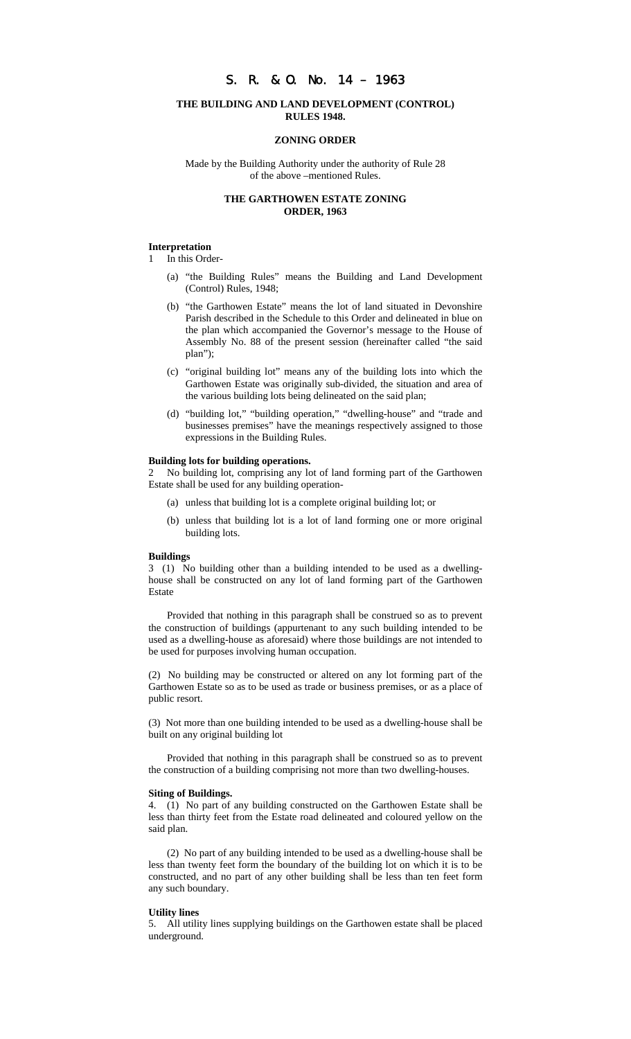# S. R. & O. No. 14 – 1963

## THE BUILDING AND LAND DEVELOPMENT (CONTROL) RULES 1948.

### ZONING ORDER

Made by the Building Authority under the authority of Rule 28 of the above –mentioned Rules.

### THE GARTHOWEN ESTATE ZONING ORDER, 1963

**Interpretation**

1 In this Order-

(a) "the Building Rules" means the Building and Land Development (Control) Rules, 1948;

(b) "the Garthowen Estate" means the lot of land situated in Devonshire Parish described in the Schedule to this Order and delineated in blue on the plan which accompanied the Governor's message to the House of Assembly No. 88 of the present session (hereinafter called "the said plan");

(c) "original building lot" means any of the building lots into which the Garthowen Estate was originally sub-divided, the situation and area of the various building lots being delineated on the said plan;

(d) "building lot," "building operation," "dwelling-house" and "trade and businesses premises" have the meanings respectively assigned to those expressions in the Building Rules.

**Building lots for building operations.**

2 No building lot, comprising any lot of land forming part of the Garthowen Estate shall be used for any building operation-

(a) unless that building lot is a complete original building lot; or

(b) unless that building lot is a lot of land forming one or more original building lots.

**Buildings**

3 (1) No building other than a building intended to be used as a dwelling-house shall be constructed on any lot of land forming part of the Garthowen Estate

Provided that nothing in this paragraph shall be construed so as to prevent the construction of buildings (appurtenant to any such building intended to be used as a dwelling-house as aforesaid) where those buildings are not intended to be used for purposes involving human occupation.

(2) No building may be constructed or altered on any lot forming part of the Garthowen Estate so as to be used as trade or business premises, or as a place of public resort.

(3) Not more than one building intended to be used as a dwelling-house shall be built on any original building lot

Provided that nothing in this paragraph shall be construed so as to prevent the construction of a building comprising not more than two dwelling-houses.

**Siting of Buildings.**

4. (1) No part of any building constructed on the Garthowen Estate shall be less than thirty feet from the Estate road delineated and coloured yellow on the said plan.

(2) No part of any building intended to be used as a dwelling-house shall be less than twenty feet form the boundary of the building lot on which it is to be constructed, and no part of any other building shall be less than ten feet form any such boundary.

**Utility lines**

5. All utility lines supplying buildings on the Garthowen estate shall be placed underground.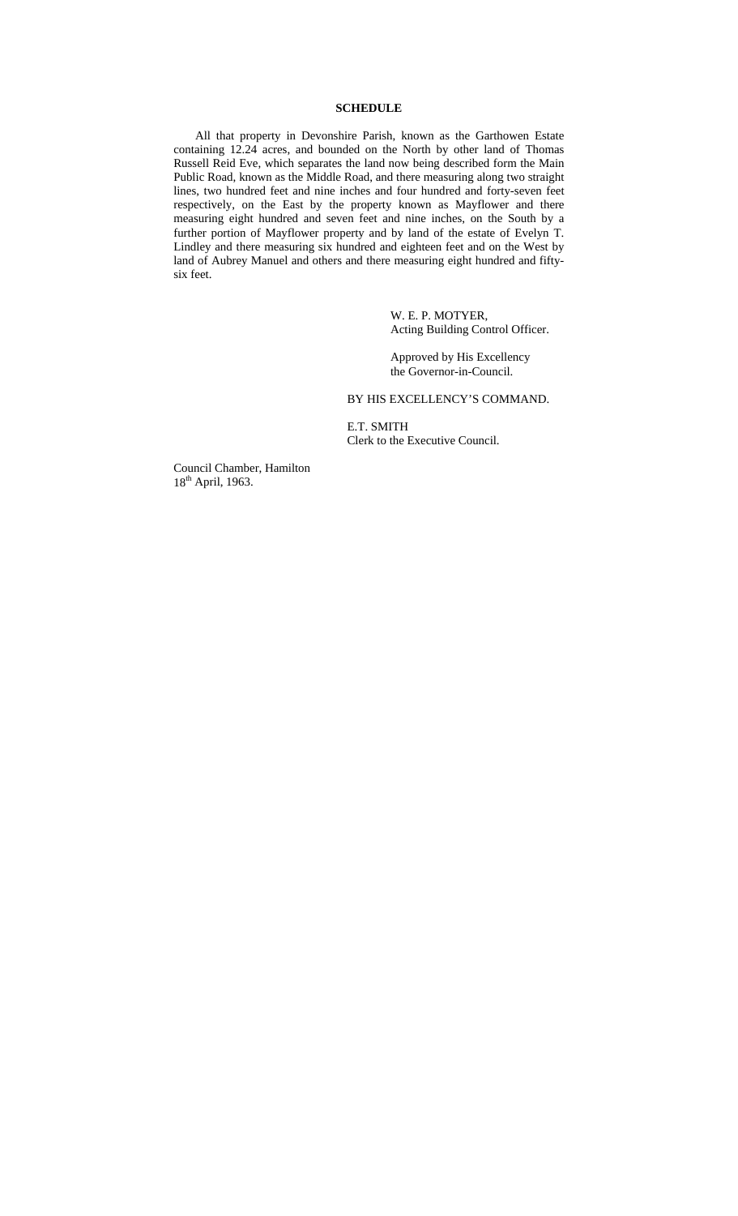**SCHEDULE**

All that property in Devonshire Parish, known as the Garthowen Estate containing 12.24 acres, and bounded on the North by other land of Thomas Russell Reid Eve, which separates the land now being described form the Main Public Road, known as the Middle Road, and there measuring along two straight lines, two hundred feet and nine inches and four hundred and forty-seven feet respectively, on the East by the property known as Mayflower and there measuring eight hundred and seven feet and nine inches, on the South by a further portion of Mayflower property and by land of the estate of Evelyn T. Lindley and there measuring six hundred and eighteen feet and on the West by land of Aubrey Manuel and others and there measuring eight hundred and fifty-six feet.

W. E. P. MOTYER,
Acting Building Control Officer.

Approved by His Excellency
the Governor-in-Council.

BY HIS EXCELLENCY'S COMMAND.

E.T. SMITH
Clerk to the Executive Council.

Council Chamber, Hamilton
18th April, 1963.